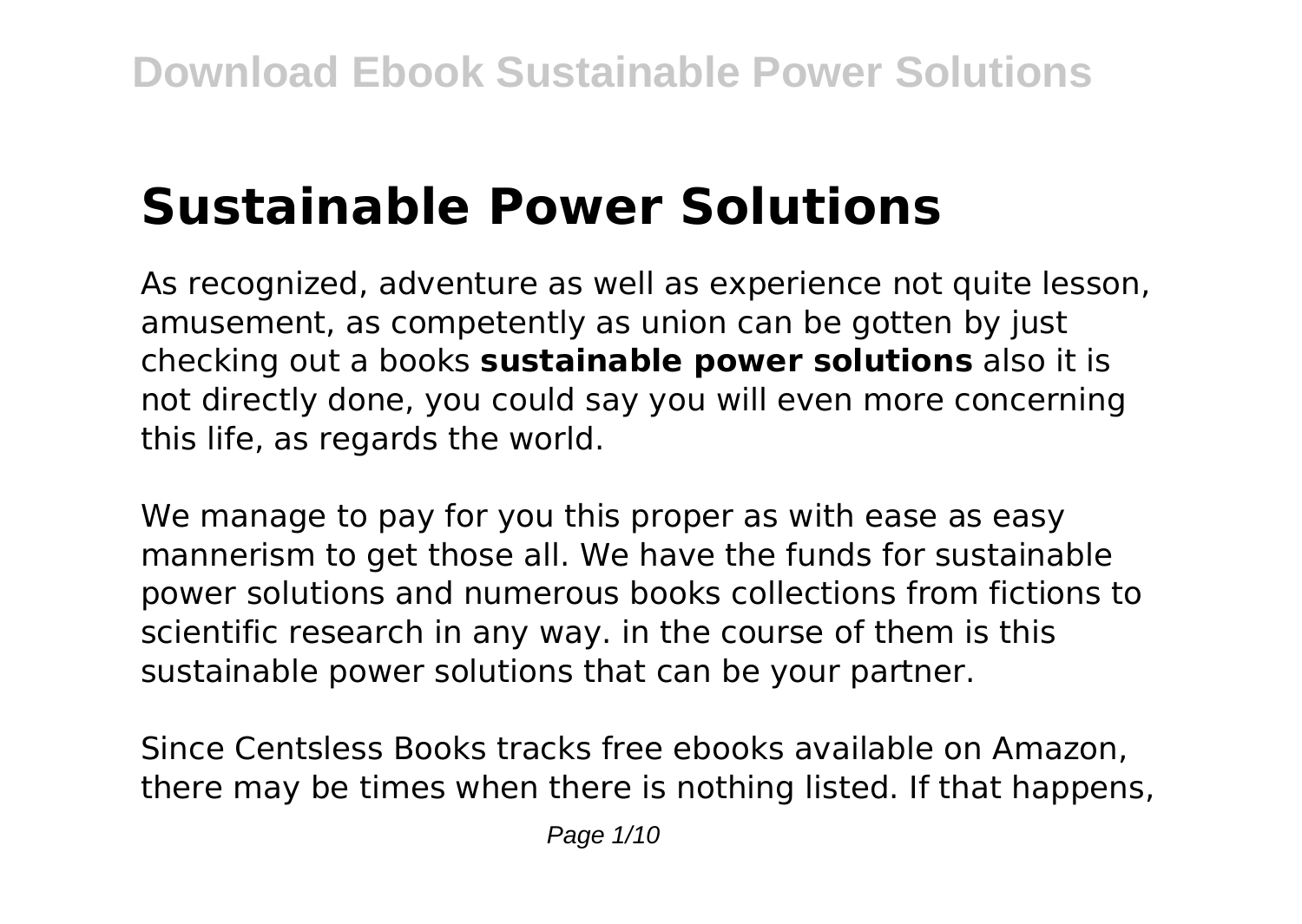# Sustainable Power Solutions

As recognized, adventure as well as experience not quite lesson, amusement, as competently as union can be gotten by just checking out a books **sustainable power solutions** also it is not directly done, you could say you will even more concerning this life, as regards the world.

We manage to pay for you this proper as with ease as easy mannerism to get those all. We have the funds for sustainable power solutions and numerous books collections from fictions to scientific research in any way. in the course of them is this sustainable power solutions that can be your partner.

Since Centsless Books tracks free ebooks available on Amazon, there may be times when there is nothing listed. If that happens,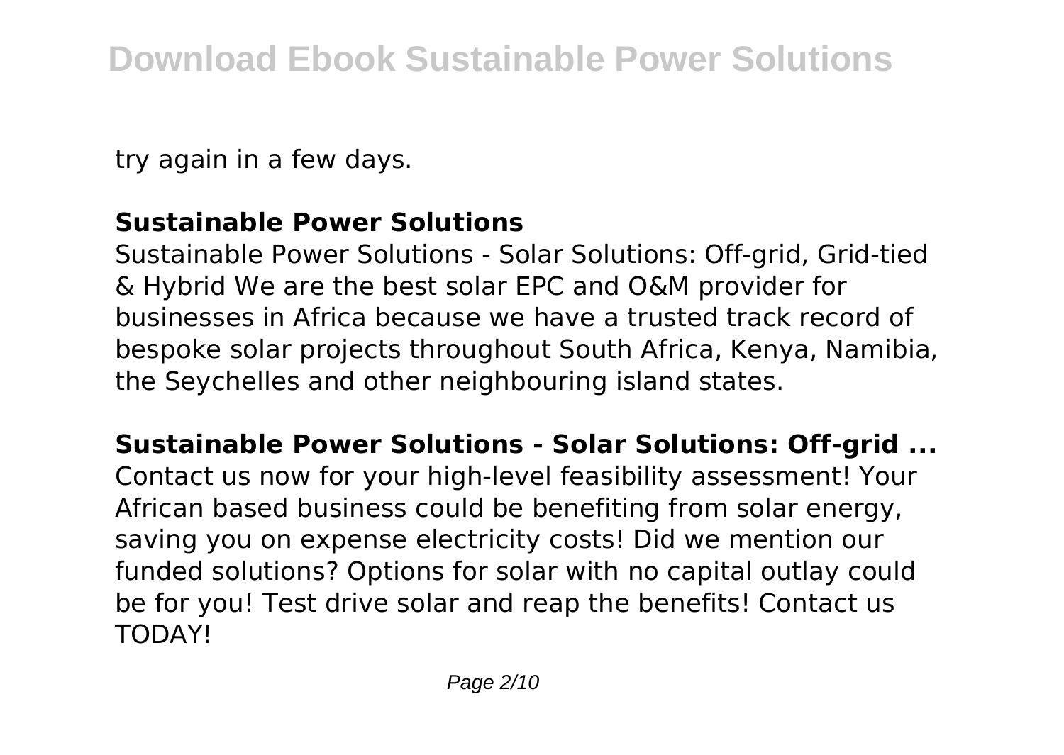try again in a few days.

**Sustainable Power Solutions**

Sustainable Power Solutions - Solar Solutions: Off-grid, Grid-tied & Hybrid We are the best solar EPC and O&M provider for businesses in Africa because we have a trusted track record of bespoke solar projects throughout South Africa, Kenya, Namibia, the Seychelles and other neighbouring island states.

**Sustainable Power Solutions - Solar Solutions: Off-grid ...**

Contact us now for your high-level feasibility assessment! Your African based business could be benefiting from solar energy, saving you on expense electricity costs! Did we mention our funded solutions? Options for solar with no capital outlay could be for you! Test drive solar and reap the benefits! Contact us TODAY!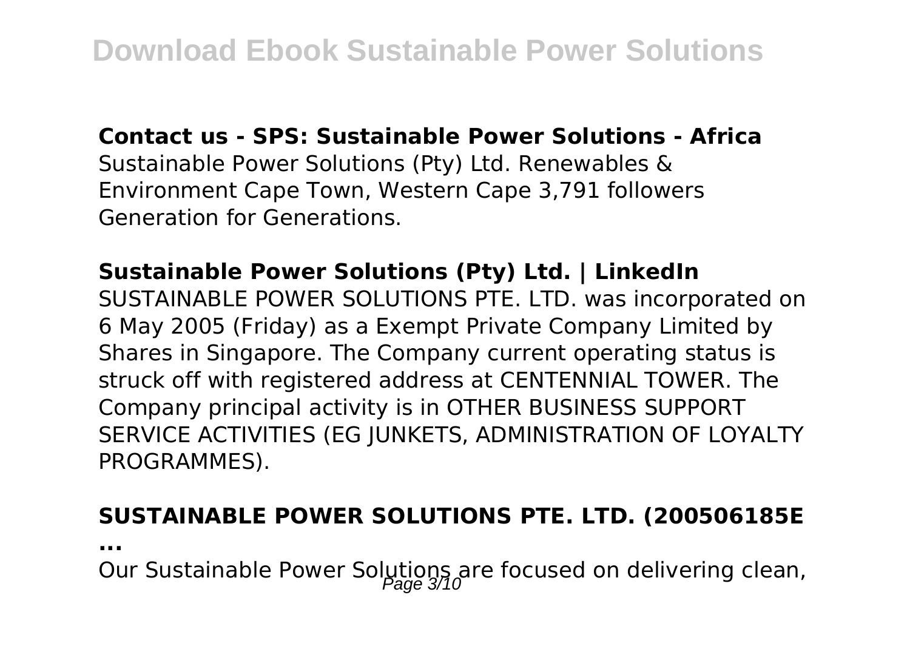**Contact us - SPS: Sustainable Power Solutions - Africa**

Sustainable Power Solutions (Pty) Ltd. Renewables & Environment Cape Town, Western Cape 3,791 followers Generation for Generations.

**Sustainable Power Solutions (Pty) Ltd. | LinkedIn**

SUSTAINABLE POWER SOLUTIONS PTE. LTD. was incorporated on 6 May 2005 (Friday) as a Exempt Private Company Limited by Shares in Singapore. The Company current operating status is struck off with registered address at CENTENNIAL TOWER. The Company principal activity is in OTHER BUSINESS SUPPORT SERVICE ACTIVITIES (EG JUNKETS, ADMINISTRATION OF LOYALTY PROGRAMMES).

**SUSTAINABLE POWER SOLUTIONS PTE. LTD. (200506185E ...**

Our Sustainable Power Solutions are focused on delivering clean,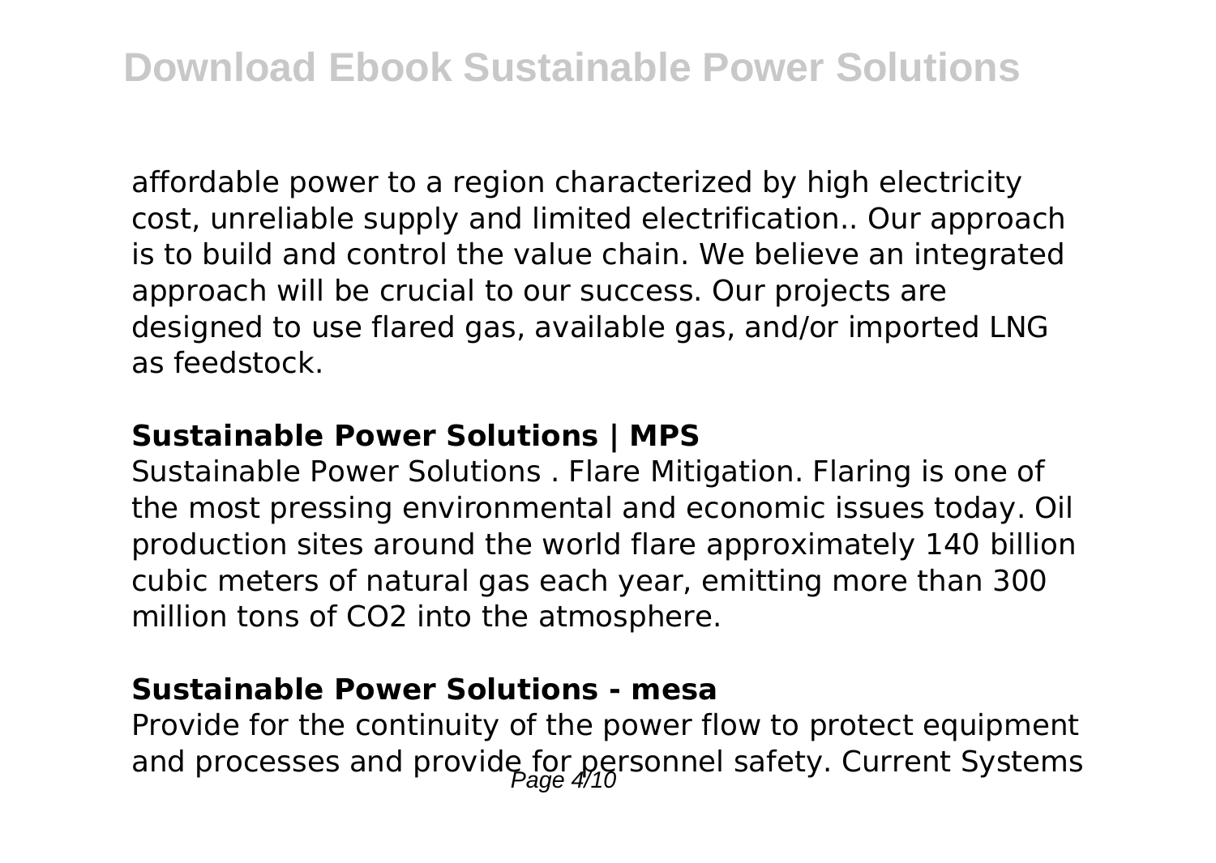affordable power to a region characterized by high electricity cost, unreliable supply and limited electrification.. Our approach is to build and control the value chain. We believe an integrated approach will be crucial to our success. Our projects are designed to use flared gas, available gas, and/or imported LNG as feedstock.

### Sustainable Power Solutions | MPS

Sustainable Power Solutions . Flare Mitigation. Flaring is one of the most pressing environmental and economic issues today. Oil production sites around the world flare approximately 140 billion cubic meters of natural gas each year, emitting more than 300 million tons of $CO_2$ into the atmosphere.

### Sustainable Power Solutions - mesa

Provide for the continuity of the power flow to protect equipment and processes and provide for personnel safety. Current Systems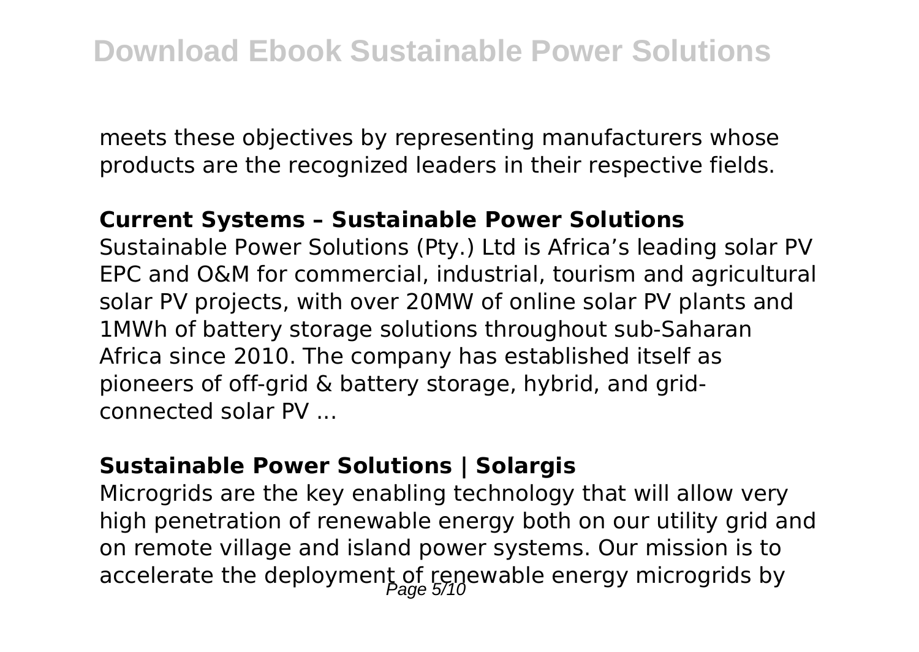meets these objectives by representing manufacturers whose products are the recognized leaders in their respective fields.

**Current Systems – Sustainable Power Solutions**

Sustainable Power Solutions (Pty.) Ltd is Africa's leading solar PV EPC and O&M for commercial, industrial, tourism and agricultural solar PV projects, with over 20MW of online solar PV plants and 1MWh of battery storage solutions throughout sub-Saharan Africa since 2010. The company has established itself as pioneers of off-grid & battery storage, hybrid, and grid-connected solar PV ...

**Sustainable Power Solutions | Solargis**

Microgrids are the key enabling technology that will allow very high penetration of renewable energy both on our utility grid and on remote village and island power systems. Our mission is to accelerate the deployment of renewable energy microgrids by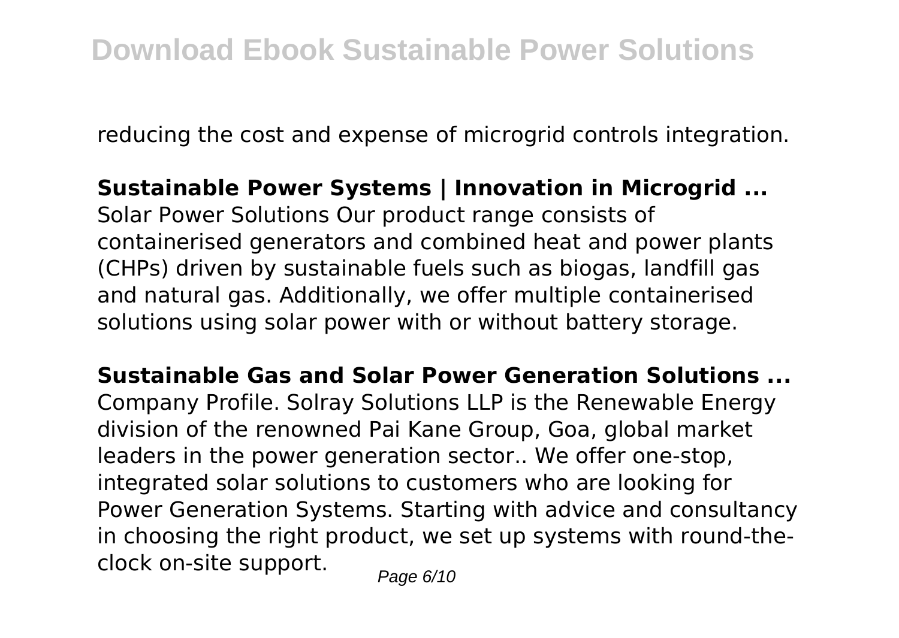reducing the cost and expense of microgrid controls integration.

**Sustainable Power Systems | Innovation in Microgrid ...**
Solar Power Solutions Our product range consists of containerised generators and combined heat and power plants (CHPs) driven by sustainable fuels such as biogas, landfill gas and natural gas. Additionally, we offer multiple containerised solutions using solar power with or without battery storage.

**Sustainable Gas and Solar Power Generation Solutions ...**
Company Profile. Solray Solutions LLP is the Renewable Energy division of the renowned Pai Kane Group, Goa, global market leaders in the power generation sector.. We offer one-stop, integrated solar solutions to customers who are looking for Power Generation Systems. Starting with advice and consultancy in choosing the right product, we set up systems with round-the-clock on-site support.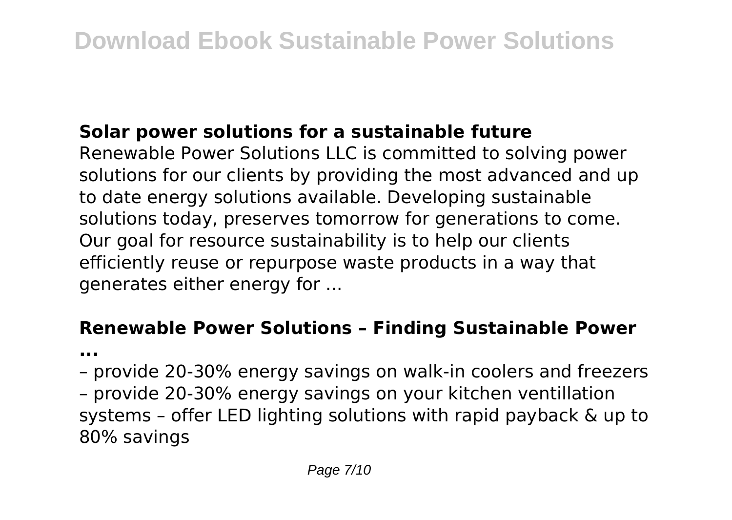## Solar power solutions for a sustainable future

Renewable Power Solutions LLC is committed to solving power solutions for our clients by providing the most advanced and up to date energy solutions available. Developing sustainable solutions today, preserves tomorrow for generations to come. Our goal for resource sustainability is to help our clients efficiently reuse or repurpose waste products in a way that generates either energy for ...

## Renewable Power Solutions – Finding Sustainable Power ...

– provide 20-30% energy savings on walk-in coolers and freezers – provide 20-30% energy savings on your kitchen ventillation systems – offer LED lighting solutions with rapid payback & up to 80% savings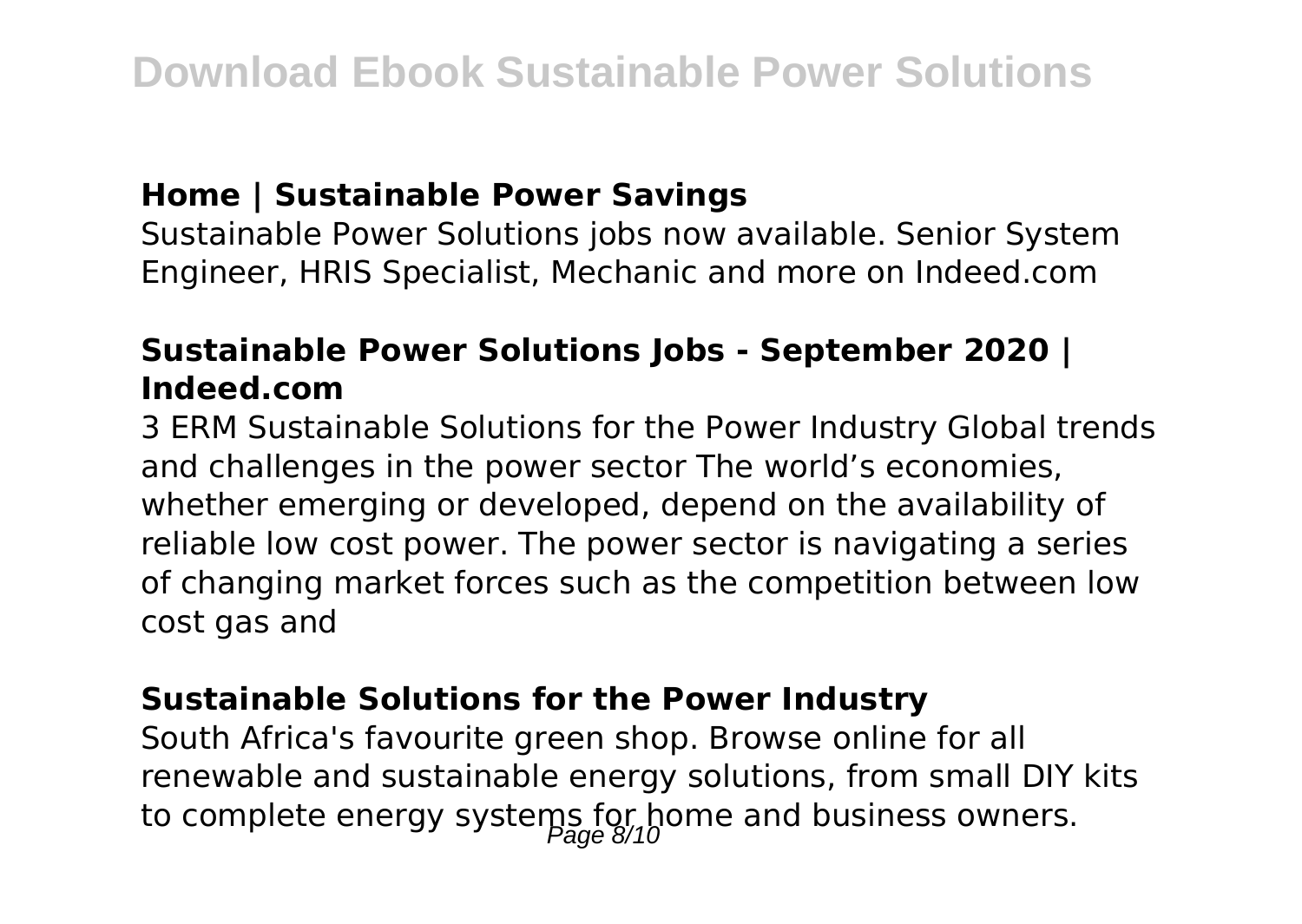### Home | Sustainable Power Savings

Sustainable Power Solutions jobs now available. Senior System Engineer, HRIS Specialist, Mechanic and more on Indeed.com

### Sustainable Power Solutions Jobs - September 2020 | Indeed.com

3 ERM Sustainable Solutions for the Power Industry Global trends and challenges in the power sector The world's economies, whether emerging or developed, depend on the availability of reliable low cost power. The power sector is navigating a series of changing market forces such as the competition between low cost gas and

### Sustainable Solutions for the Power Industry

South Africa's favourite green shop. Browse online for all renewable and sustainable energy solutions, from small DIY kits to complete energy systems for home and business owners.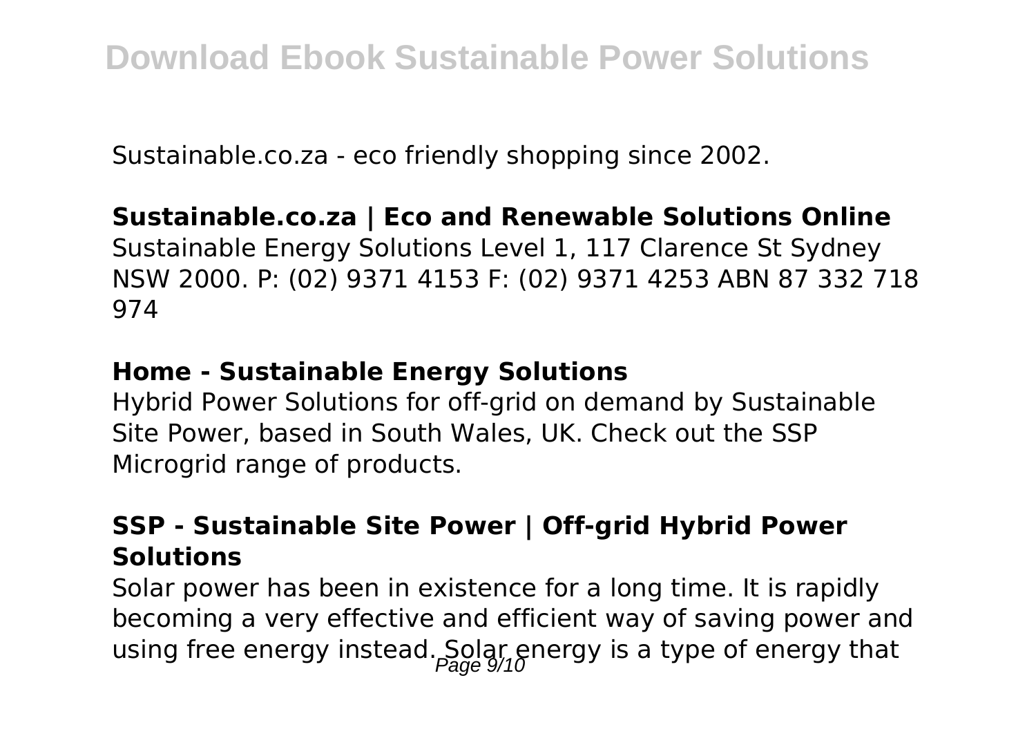Sustainable.co.za - eco friendly shopping since 2002.

**Sustainable.co.za | Eco and Renewable Solutions Online**

Sustainable Energy Solutions Level 1, 117 Clarence St Sydney NSW 2000. P: (02) 9371 4153 F: (02) 9371 4253 ABN 87 332 718 974

**Home - Sustainable Energy Solutions**

Hybrid Power Solutions for off-grid on demand by Sustainable Site Power, based in South Wales, UK. Check out the SSP Microgrid range of products.

**SSP - Sustainable Site Power | Off-grid Hybrid Power Solutions**

Solar power has been in existence for a long time. It is rapidly becoming a very effective and efficient way of saving power and using free energy instead. Solar energy is a type of energy that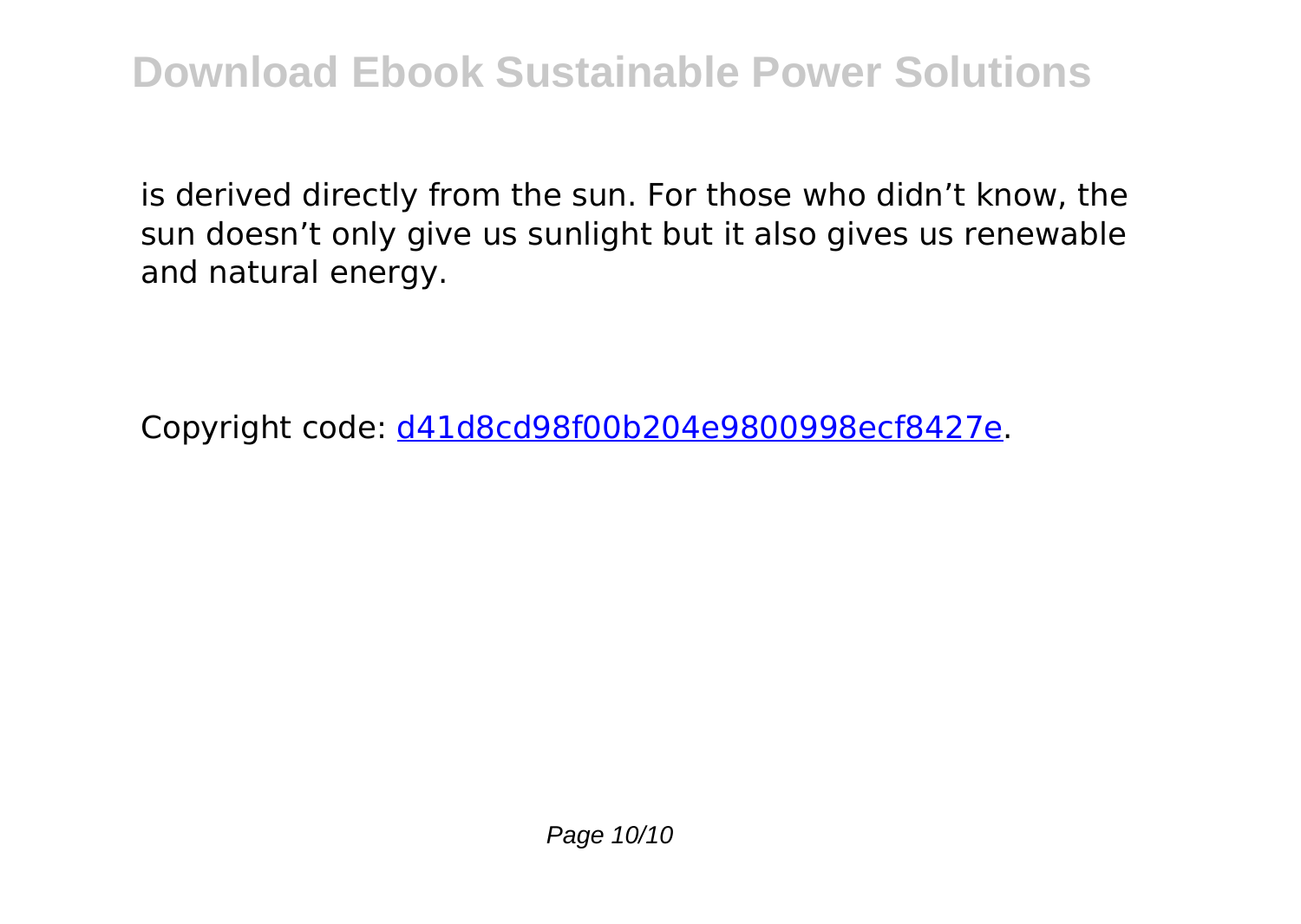is derived directly from the sun. For those who didn't know, the sun doesn't only give us sunlight but it also gives us renewable and natural energy.

Copyright code: d41d8cd98f00b204e9800998ecf8427e.